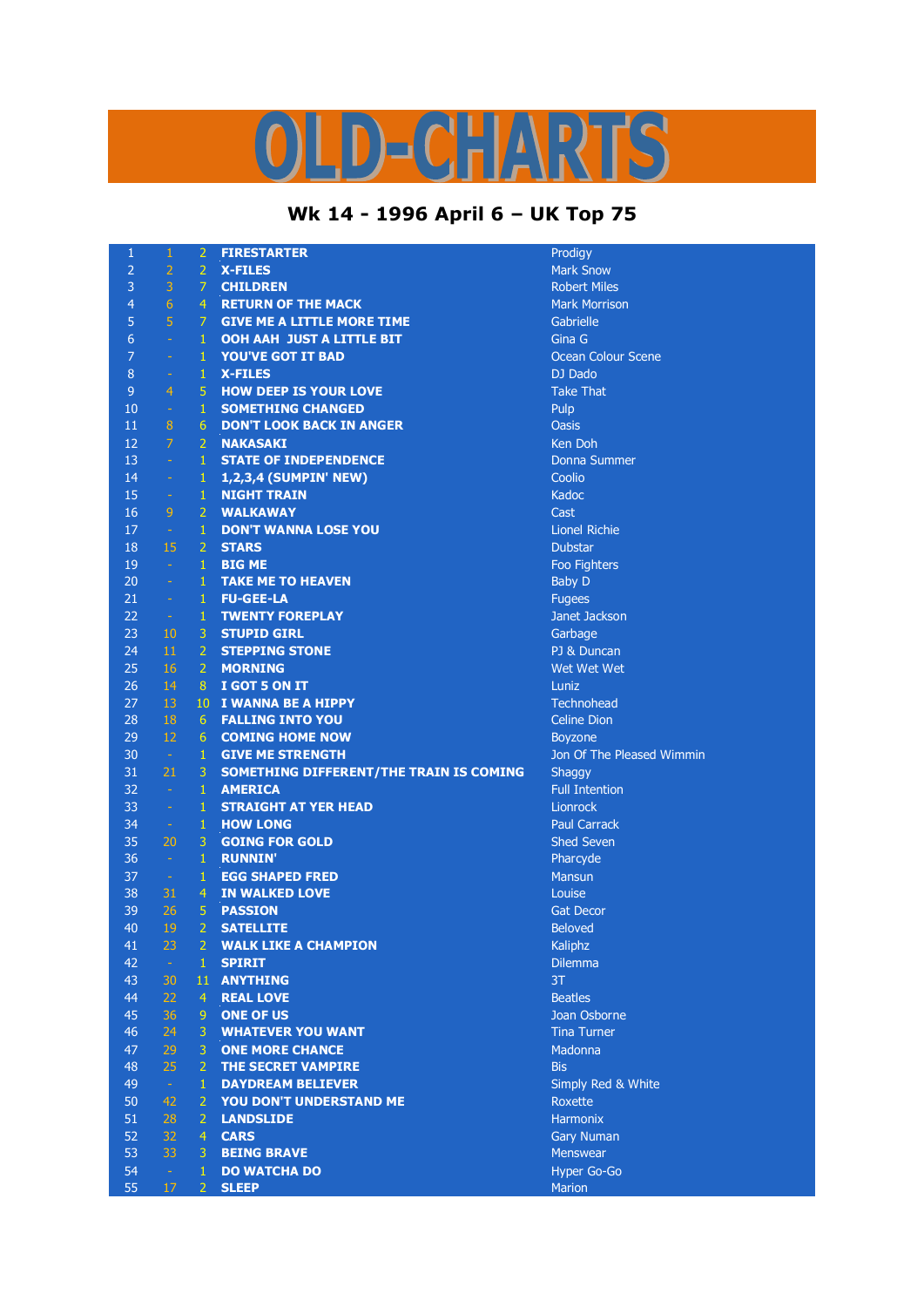# OLD-CHARTS

## Wk 14 - 1996 April 6 – UK Top 75

| | | | | |
|---|---|---|---|---|
| 1 | 1 | 2 | FIRESTARTER | Prodigy |
| 2 | 2 | 2 | X-FILES | Mark Snow |
| 3 | 3 | 7 | CHILDREN | Robert Miles |
| 4 | 6 | 4 | RETURN OF THE MACK | Mark Morrison |
| 5 | 5 | 7 | GIVE ME A LITTLE MORE TIME | Gabrielle |
| 6 | - | 1 | OOH AAH JUST A LITTLE BIT | Gina G |
| 7 | - | 1 | YOU'VE GOT IT BAD | Ocean Colour Scene |
| 8 | - | 1 | X-FILES | DJ Dado |
| 9 | 4 | 5 | HOW DEEP IS YOUR LOVE | Take That |
| 10 | - | 1 | SOMETHING CHANGED | Pulp |
| 11 | 8 | 6 | DON'T LOOK BACK IN ANGER | Oasis |
| 12 | 7 | 2 | NAKASAKI | Ken Doh |
| 13 | - | 1 | STATE OF INDEPENDENCE | Donna Summer |
| 14 | - | 1 | 1,2,3,4 (SUMPIN' NEW) | Coolio |
| 15 | - | 1 | NIGHT TRAIN | Kadoc |
| 16 | 9 | 2 | WALKAWAY | Cast |
| 17 | - | 1 | DON'T WANNA LOSE YOU | Lionel Richie |
| 18 | 15 | 2 | STARS | Dubstar |
| 19 | - | 1 | BIG ME | Foo Fighters |
| 20 | - | 1 | TAKE ME TO HEAVEN | Baby D |
| 21 | - | 1 | FU-GEE-LA | Fugees |
| 22 | - | 1 | TWENTY FOREPLAY | Janet Jackson |
| 23 | 10 | 3 | STUPID GIRL | Garbage |
| 24 | 11 | 2 | STEPPING STONE | PJ & Duncan |
| 25 | 16 | 2 | MORNING | Wet Wet Wet |
| 26 | 14 | 8 | I GOT 5 ON IT | Luniz |
| 27 | 13 | 10 | I WANNA BE A HIPPY | Technohead |
| 28 | 18 | 6 | FALLING INTO YOU | Celine Dion |
| 29 | 12 | 6 | COMING HOME NOW | Boyzone |
| 30 | - | 1 | GIVE ME STRENGTH | Jon Of The Pleased Wimmin |
| 31 | 21 | 3 | SOMETHING DIFFERENT/THE TRAIN IS COMING | Shaggy |
| 32 | - | 1 | AMERICA | Full Intention |
| 33 | - | 1 | STRAIGHT AT YER HEAD | Lionrock |
| 34 | - | 1 | HOW LONG | Paul Carrack |
| 35 | 20 | 3 | GOING FOR GOLD | Shed Seven |
| 36 | - | 1 | RUNNIN' | Pharcyde |
| 37 | - | 1 | EGG SHAPED FRED | Mansun |
| 38 | 31 | 4 | IN WALKED LOVE | Louise |
| 39 | 26 | 5 | PASSION | Gat Decor |
| 40 | 19 | 2 | SATELLITE | Beloved |
| 41 | 23 | 2 | WALK LIKE A CHAMPION | Kaliphz |
| 42 | - | 1 | SPIRIT | Dilemma |
| 43 | 30 | 11 | ANYTHING | 3T |
| 44 | 22 | 4 | REAL LOVE | Beatles |
| 45 | 36 | 9 | ONE OF US | Joan Osborne |
| 46 | 24 | 3 | WHATEVER YOU WANT | Tina Turner |
| 47 | 29 | 3 | ONE MORE CHANCE | Madonna |
| 48 | 25 | 2 | THE SECRET VAMPIRE | Bis |
| 49 | - | 1 | DAYDREAM BELIEVER | Simply Red & White |
| 50 | 42 | 2 | YOU DON'T UNDERSTAND ME | Roxette |
| 51 | 28 | 2 | LANDSLIDE | Harmonix |
| 52 | 32 | 4 | CARS | Gary Numan |
| 53 | 33 | 3 | BEING BRAVE | Menswear |
| 54 | - | 1 | DO WATCHA DO | Hyper Go-Go |
| 55 | 17 | 2 | SLEEP | Marion |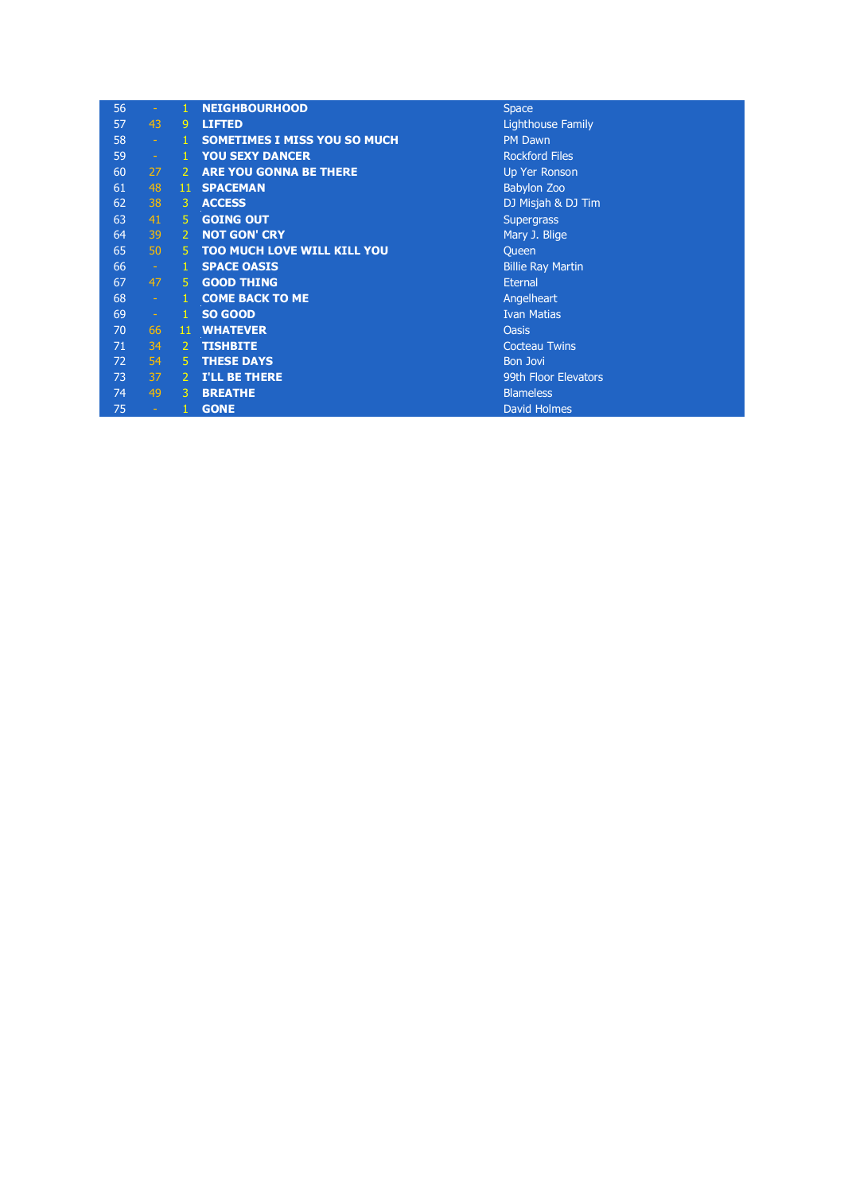| | | | | |
|---|---|---|---|---|
| 56 | - | 1 | **NEIGHBOURHOOD** | Space |
| 57 | 43 | 9 | **LIFTED** | Lighthouse Family |
| 58 | - | 1 | **SOMETIMES I MISS YOU SO MUCH** | PM Dawn |
| 59 | - | 1 | **YOU SEXY DANCER** | Rockford Files |
| 60 | 27 | 2 | **ARE YOU GONNA BE THERE** | Up Yer Ronson |
| 61 | 48 | 11 | **SPACEMAN** | Babylon Zoo |
| 62 | 38 | 3 | **ACCESS** | DJ Misjah & DJ Tim |
| 63 | 41 | 5 | **GOING OUT** | Supergrass |
| 64 | 39 | 2 | **NOT GON' CRY** | Mary J. Blige |
| 65 | 50 | 5 | **TOO MUCH LOVE WILL KILL YOU** | Queen |
| 66 | - | 1 | **SPACE OASIS** | Billie Ray Martin |
| 67 | 47 | 5 | **GOOD THING** | Eternal |
| 68 | - | 1 | **COME BACK TO ME** | Angelheart |
| 69 | - | 1 | **SO GOOD** | Ivan Matias |
| 70 | 66 | 11 | **WHATEVER** | Oasis |
| 71 | 34 | 2 | **TISHBITE** | Cocteau Twins |
| 72 | 54 | 5 | **THESE DAYS** | Bon Jovi |
| 73 | 37 | 2 | **I'LL BE THERE** | 99th Floor Elevators |
| 74 | 49 | 3 | **BREATHE** | Blameless |
| 75 | - | 1 | **GONE** | David Holmes |